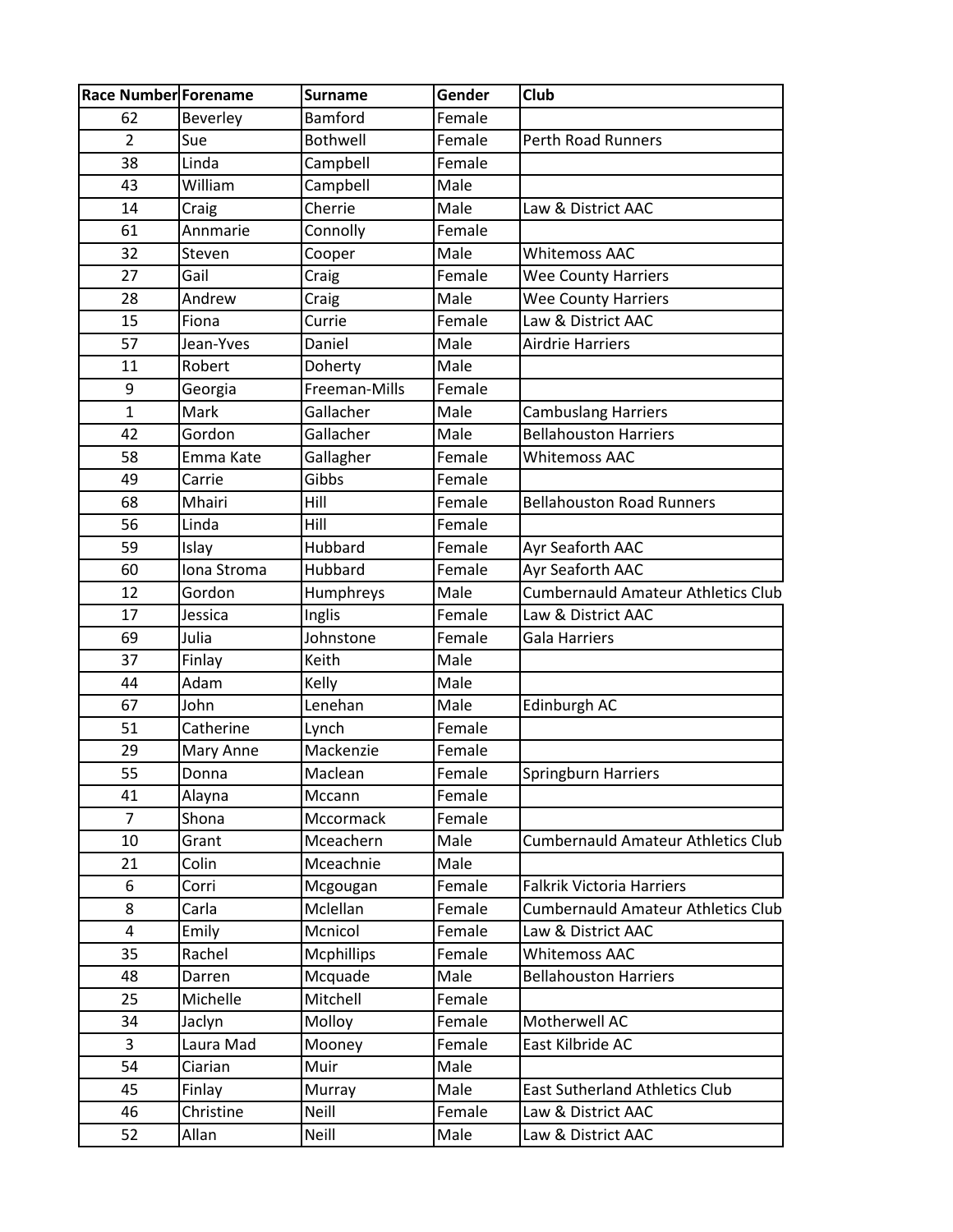| Race Number | Forename | Surname | Gender | Club |
| --- | --- | --- | --- | --- |
| 62 | Beverley | Bamford | Female | |
| 2 | Sue | Bothwell | Female | Perth Road Runners |
| 38 | Linda | Campbell | Female | |
| 43 | William | Campbell | Male | |
| 14 | Craig | Cherrie | Male | Law & District AAC |
| 61 | Annmarie | Connolly | Female | |
| 32 | Steven | Cooper | Male | Whitemoss AAC |
| 27 | Gail | Craig | Female | Wee County Harriers |
| 28 | Andrew | Craig | Male | Wee County Harriers |
| 15 | Fiona | Currie | Female | Law & District AAC |
| 57 | Jean-Yves | Daniel | Male | Airdrie Harriers |
| 11 | Robert | Doherty | Male | |
| 9 | Georgia | Freeman-Mills | Female | |
| 1 | Mark | Gallacher | Male | Cambuslang Harriers |
| 42 | Gordon | Gallacher | Male | Bellahouston Harriers |
| 58 | Emma Kate | Gallagher | Female | Whitemoss AAC |
| 49 | Carrie | Gibbs | Female | |
| 68 | Mhairi | Hill | Female | Bellahouston Road Runners |
| 56 | Linda | Hill | Female | |
| 59 | Islay | Hubbard | Female | Ayr Seaforth AAC |
| 60 | Iona Stroma | Hubbard | Female | Ayr Seaforth AAC |
| 12 | Gordon | Humphreys | Male | Cumbernauld Amateur Athletics Club |
| 17 | Jessica | Inglis | Female | Law & District AAC |
| 69 | Julia | Johnstone | Female | Gala Harriers |
| 37 | Finlay | Keith | Male | |
| 44 | Adam | Kelly | Male | |
| 67 | John | Lenehan | Male | Edinburgh AC |
| 51 | Catherine | Lynch | Female | |
| 29 | Mary Anne | Mackenzie | Female | |
| 55 | Donna | Maclean | Female | Springburn Harriers |
| 41 | Alayna | Mccann | Female | |
| 7 | Shona | Mccormack | Female | |
| 10 | Grant | Mceachern | Male | Cumbernauld Amateur Athletics Club |
| 21 | Colin | Mceachnie | Male | |
| 6 | Corri | Mcgougan | Female | Falkrik Victoria Harriers |
| 8 | Carla | Mclellan | Female | Cumbernauld Amateur Athletics Club |
| 4 | Emily | Mcnicol | Female | Law & District AAC |
| 35 | Rachel | Mcphillips | Female | Whitemoss AAC |
| 48 | Darren | Mcquade | Male | Bellahouston Harriers |
| 25 | Michelle | Mitchell | Female | |
| 34 | Jaclyn | Molloy | Female | Motherwell AC |
| 3 | Laura Mad | Mooney | Female | East Kilbride AC |
| 54 | Ciarian | Muir | Male | |
| 45 | Finlay | Murray | Male | East Sutherland Athletics Club |
| 46 | Christine | Neill | Female | Law & District AAC |
| 52 | Allan | Neill | Male | Law & District AAC |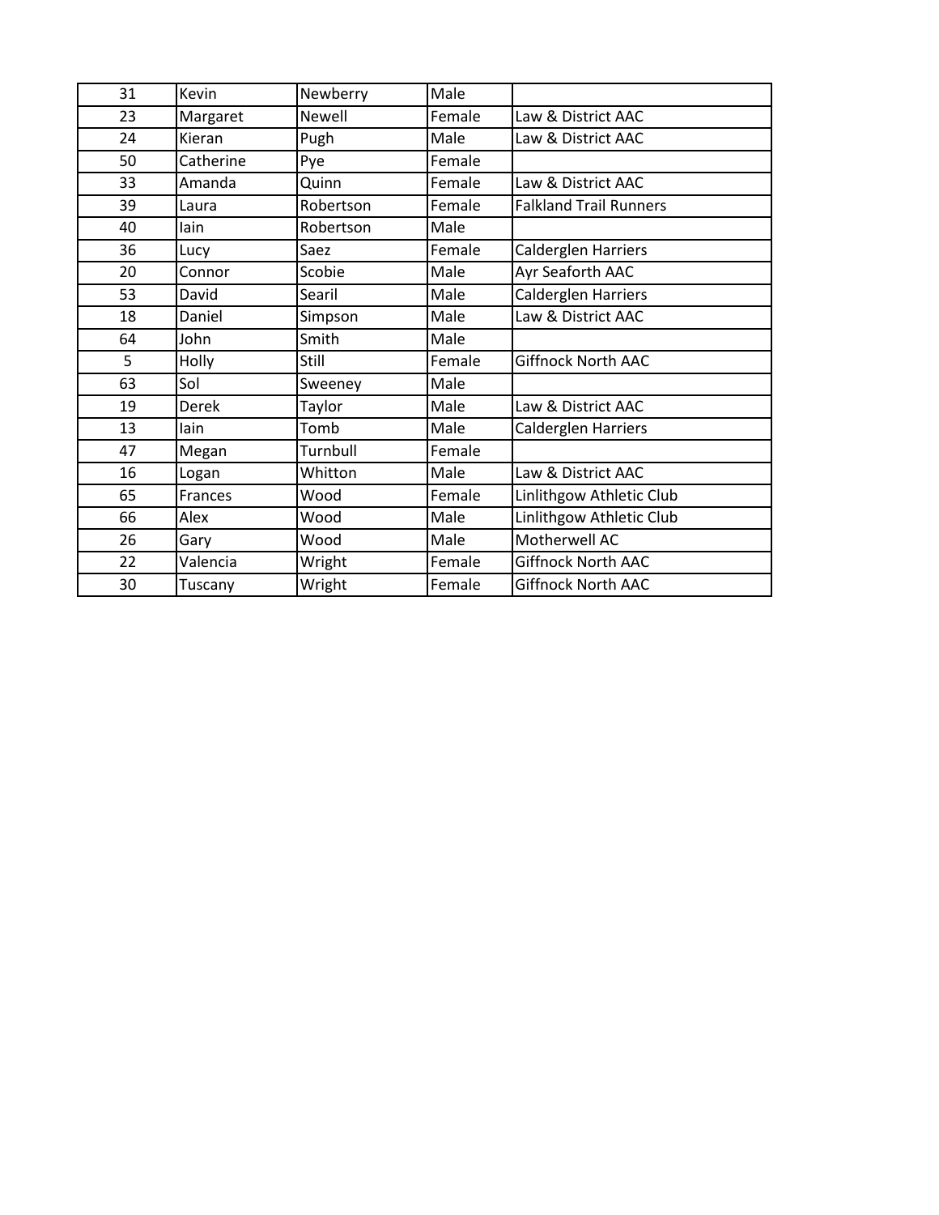| | | | | |
|---|---|---|---|---|
| 31 | Kevin | Newberry | Male | |
| 23 | Margaret | Newell | Female | Law & District AAC |
| 24 | Kieran | Pugh | Male | Law & District AAC |
| 50 | Catherine | Pye | Female | |
| 33 | Amanda | Quinn | Female | Law & District AAC |
| 39 | Laura | Robertson | Female | Falkland Trail Runners |
| 40 | Iain | Robertson | Male | |
| 36 | Lucy | Saez | Female | Calderglen Harriers |
| 20 | Connor | Scobie | Male | Ayr Seaforth AAC |
| 53 | David | Searil | Male | Calderglen Harriers |
| 18 | Daniel | Simpson | Male | Law & District AAC |
| 64 | John | Smith | Male | |
| 5 | Holly | Still | Female | Giffnock North AAC |
| 63 | Sol | Sweeney | Male | |
| 19 | Derek | Taylor | Male | Law & District AAC |
| 13 | Iain | Tomb | Male | Calderglen Harriers |
| 47 | Megan | Turnbull | Female | |
| 16 | Logan | Whitton | Male | Law & District AAC |
| 65 | Frances | Wood | Female | Linlithgow Athletic Club |
| 66 | Alex | Wood | Male | Linlithgow Athletic Club |
| 26 | Gary | Wood | Male | Motherwell AC |
| 22 | Valencia | Wright | Female | Giffnock North AAC |
| 30 | Tuscany | Wright | Female | Giffnock North AAC |